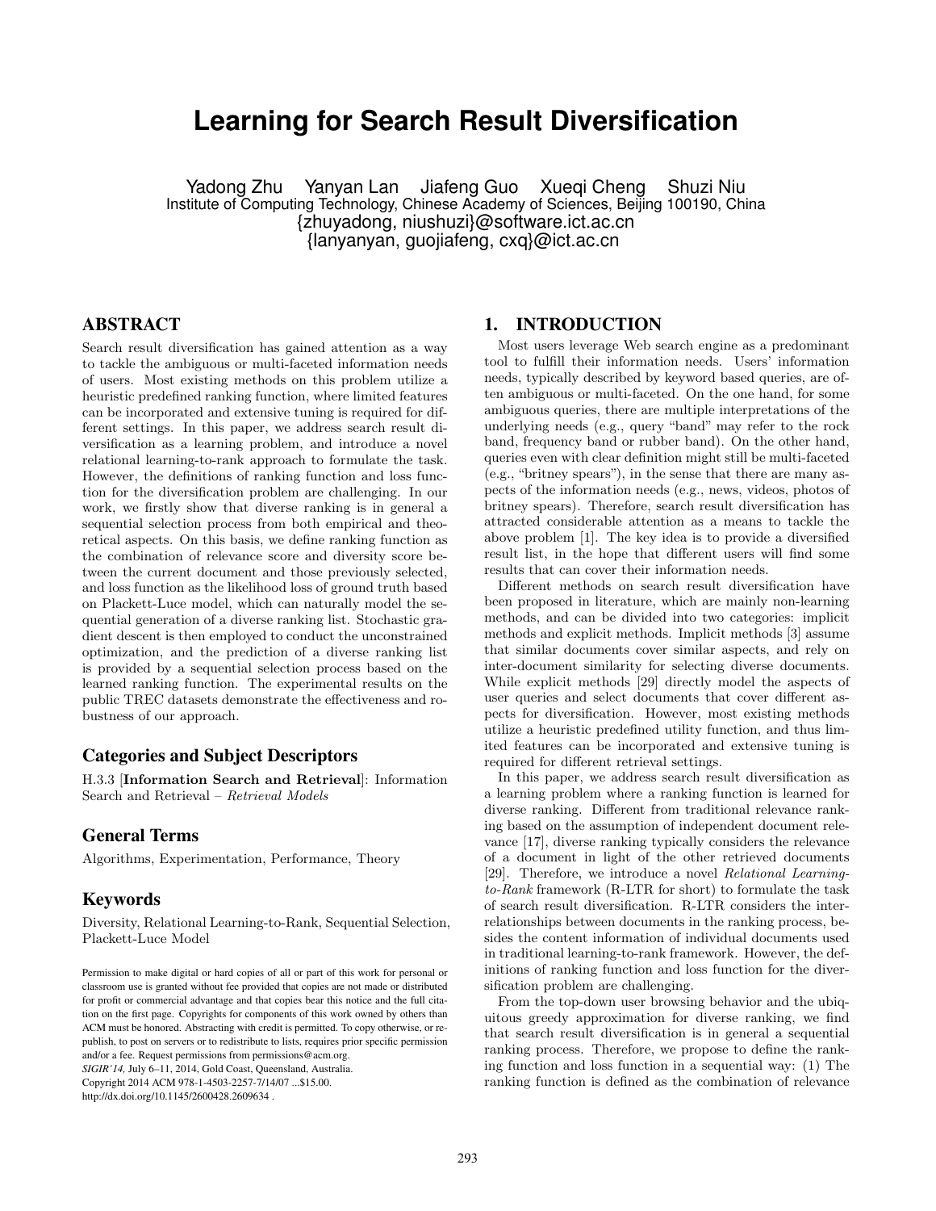# Learning for Search Result Diversification

Yadong Zhu Yanyan Lan Jiafeng Guo Xueqi Cheng Shuzi Niu
Institute of Computing Technology, Chinese Academy of Sciences, Beijing 100190, China
{zhuyadong, niushuzi}@software.ict.ac.cn
{lanyanyan, guojiafeng, cxq}@ict.ac.cn

## ABSTRACT

Search result diversification has gained attention as a way to tackle the ambiguous or multi-faceted information needs of users. Most existing methods on this problem utilize a heuristic predefined ranking function, where limited features can be incorporated and extensive tuning is required for different settings. In this paper, we address search result diversification as a learning problem, and introduce a novel relational learning-to-rank approach to formulate the task. However, the definitions of ranking function and loss function for the diversification problem are challenging. In our work, we firstly show that diverse ranking is in general a sequential selection process from both empirical and theoretical aspects. On this basis, we define ranking function as the combination of relevance score and diversity score between the current document and those previously selected, and loss function as the likelihood loss of ground truth based on Plackett-Luce model, which can naturally model the sequential generation of a diverse ranking list. Stochastic gradient descent is then employed to conduct the unconstrained optimization, and the prediction of a diverse ranking list is provided by a sequential selection process based on the learned ranking function. The experimental results on the public TREC datasets demonstrate the effectiveness and robustness of our approach.

### Categories and Subject Descriptors

H.3.3 [**Information Search and Retrieval**]: Information Search and Retrieval – *Retrieval Models*

### General Terms

Algorithms, Experimentation, Performance, Theory

### Keywords

Diversity, Relational Learning-to-Rank, Sequential Selection, Plackett-Luce Model

Permission to make digital or hard copies of all or part of this work for personal or classroom use is granted without fee provided that copies are not made or distributed for profit or commercial advantage and that copies bear this notice and the full citation on the first page. Copyrights for components of this work owned by others than ACM must be honored. Abstracting with credit is permitted. To copy otherwise, or republish, to post on servers or to redistribute to lists, requires prior specific permission and/or a fee. Request permissions from permissions@acm.org.
*SIGIR'14,* July 6–11, 2014, Gold Coast, Queensland, Australia.
Copyright 2014 ACM 978-1-4503-2257-7/14/07 ...$15.00.
http://dx.doi.org/10.1145/2600428.2609634 .

## 1. INTRODUCTION

Most users leverage Web search engine as a predominant tool to fulfill their information needs. Users' information needs, typically described by keyword based queries, are often ambiguous or multi-faceted. On the one hand, for some ambiguous queries, there are multiple interpretations of the underlying needs (e.g., query "band" may refer to the rock band, frequency band or rubber band). On the other hand, queries even with clear definition might still be multi-faceted (e.g., "britney spears"), in the sense that there are many aspects of the information needs (e.g., news, videos, photos of britney spears). Therefore, search result diversification has attracted considerable attention as a means to tackle the above problem [1]. The key idea is to provide a diversified result list, in the hope that different users will find some results that can cover their information needs.

Different methods on search result diversification have been proposed in literature, which are mainly non-learning methods, and can be divided into two categories: implicit methods and explicit methods. Implicit methods [3] assume that similar documents cover similar aspects, and rely on inter-document similarity for selecting diverse documents. While explicit methods [29] directly model the aspects of user queries and select documents that cover different aspects for diversification. However, most existing methods utilize a heuristic predefined utility function, and thus limited features can be incorporated and extensive tuning is required for different retrieval settings.

In this paper, we address search result diversification as a learning problem where a ranking function is learned for diverse ranking. Different from traditional relevance ranking based on the assumption of independent document relevance [17], diverse ranking typically considers the relevance of a document in light of the other retrieved documents [29]. Therefore, we introduce a novel *Relational Learning-to-Rank* framework (R-LTR for short) to formulate the task of search result diversification. R-LTR considers the interrelationships between documents in the ranking process, besides the content information of individual documents used in traditional learning-to-rank framework. However, the definitions of ranking function and loss function for the diversification problem are challenging.

From the top-down user browsing behavior and the ubiquitous greedy approximation for diverse ranking, we find that search result diversification is in general a sequential ranking process. Therefore, we propose to define the ranking function and loss function in a sequential way: (1) The ranking function is defined as the combination of relevance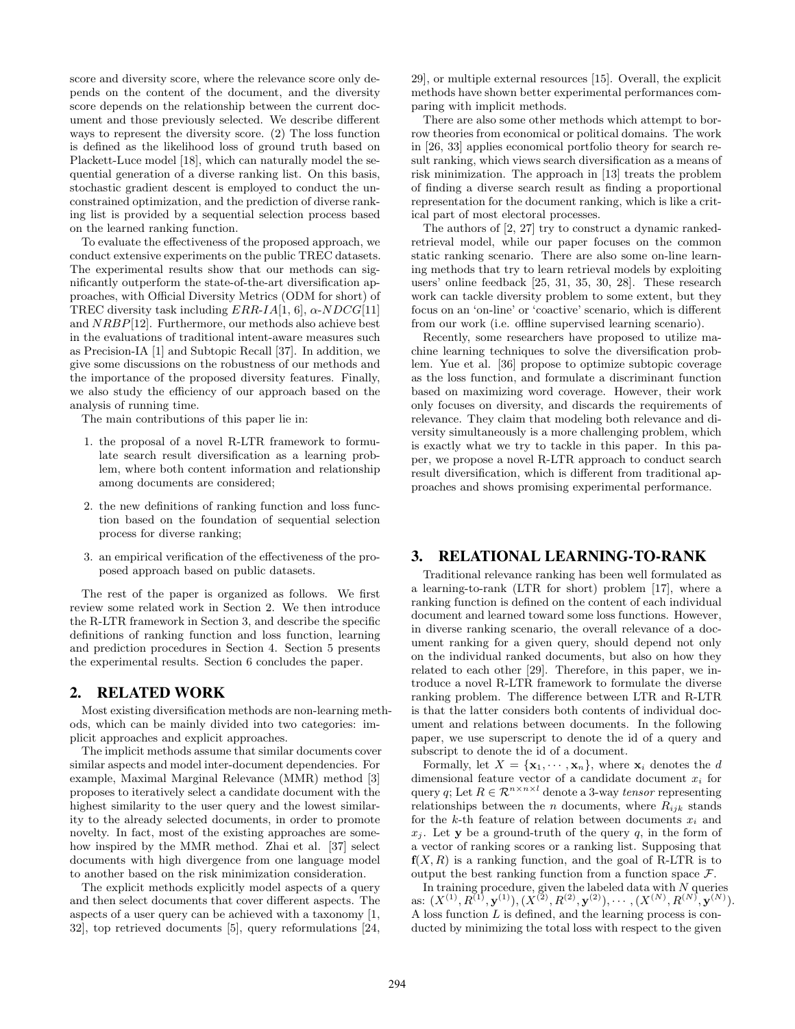score and diversity score, where the relevance score only depends on the content of the document, and the diversity score depends on the relationship between the current document and those previously selected. We describe different ways to represent the diversity score. (2) The loss function is defined as the likelihood loss of ground truth based on Plackett-Luce model [18], which can naturally model the sequential generation of a diverse ranking list. On this basis, stochastic gradient descent is employed to conduct the unconstrained optimization, and the prediction of diverse ranking list is provided by a sequential selection process based on the learned ranking function.

To evaluate the effectiveness of the proposed approach, we conduct extensive experiments on the public TREC datasets. The experimental results show that our methods can significantly outperform the state-of-the-art diversification approaches, with Official Diversity Metrics (ODM for short) of TREC diversity task including $ERR\text{-}IA$[1, 6], $\alpha\text{-}NDCG$[11] and $NRBP$[12]. Furthermore, our methods also achieve best in the evaluations of traditional intent-aware measures such as Precision-IA [1] and Subtopic Recall [37]. In addition, we give some discussions on the robustness of our methods and the importance of the proposed diversity features. Finally, we also study the efficiency of our approach based on the analysis of running time.

The main contributions of this paper lie in:

1. the proposal of a novel R-LTR framework to formulate search result diversification as a learning problem, where both content information and relationship among documents are considered;
2. the new definitions of ranking function and loss function based on the foundation of sequential selection process for diverse ranking;
3. an empirical verification of the effectiveness of the proposed approach based on public datasets.

The rest of the paper is organized as follows. We first review some related work in Section 2. We then introduce the R-LTR framework in Section 3, and describe the specific definitions of ranking function and loss function, learning and prediction procedures in Section 4. Section 5 presents the experimental results. Section 6 concludes the paper.

## 2. RELATED WORK

Most existing diversification methods are non-learning methods, which can be mainly divided into two categories: implicit approaches and explicit approaches.

The implicit methods assume that similar documents cover similar aspects and model inter-document dependencies. For example, Maximal Marginal Relevance (MMR) method [3] proposes to iteratively select a candidate document with the highest similarity to the user query and the lowest similarity to the already selected documents, in order to promote novelty. In fact, most of the existing approaches are somehow inspired by the MMR method. Zhai et al. [37] select documents with high divergence from one language model to another based on the risk minimization consideration.

The explicit methods explicitly model aspects of a query and then select documents that cover different aspects. The aspects of a user query can be achieved with a taxonomy [1, 32], top retrieved documents [5], query reformulations [24, 29], or multiple external resources [15]. Overall, the explicit methods have shown better experimental performances comparing with implicit methods.

There are also some other methods which attempt to borrow theories from economical or political domains. The work in [26, 33] applies economical portfolio theory for search result ranking, which views search diversification as a means of risk minimization. The approach in [13] treats the problem of finding a diverse search result as finding a proportional representation for the document ranking, which is like a critical part of most electoral processes.

The authors of [2, 27] try to construct a dynamic ranked-retrieval model, while our paper focuses on the common static ranking scenario. There are also some on-line learning methods that try to learn retrieval models by exploiting users' online feedback [25, 31, 35, 30, 28]. These research work can tackle diversity problem to some extent, but they focus on an 'on-line' or 'coactive' scenario, which is different from our work (i.e. offline supervised learning scenario).

Recently, some researchers have proposed to utilize machine learning techniques to solve the diversification problem. Yue et al. [36] propose to optimize subtopic coverage as the loss function, and formulate a discriminant function based on maximizing word coverage. However, their work only focuses on diversity, and discards the requirements of relevance. They claim that modeling both relevance and diversity simultaneously is a more challenging problem, which is exactly what we try to tackle in this paper. In this paper, we propose a novel R-LTR approach to conduct search result diversification, which is different from traditional approaches and shows promising experimental performance.

## 3. RELATIONAL LEARNING-TO-RANK

Traditional relevance ranking has been well formulated as a learning-to-rank (LTR for short) problem [17], where a ranking function is defined on the content of each individual document and learned toward some loss functions. However, in diverse ranking scenario, the overall relevance of a document ranking for a given query, should depend not only on the individual ranked documents, but also on how they related to each other [29]. Therefore, in this paper, we introduce a novel R-LTR framework to formulate the diverse ranking problem. The difference between LTR and R-LTR is that the latter considers both contents of individual document and relations between documents. In the following paper, we use superscript to denote the id of a query and subscript to denote the id of a document.

Formally, let $X = \{\mathbf{x}_1, \cdots, \mathbf{x}_n\}$, where $\mathbf{x}_i$ denotes the $d$ dimensional feature vector of a candidate document $x_i$ for query $q$; Let $R \in \mathcal{R}^{n \times n \times l}$ denote a 3-way *tensor* representing relationships between the $n$ documents, where $R_{ijk}$ stands for the $k$-th feature of relation between documents $x_i$ and $x_j$. Let $\mathbf{y}$ be a ground-truth of the query $q$, in the form of a vector of ranking scores or a ranking list. Supposing that $\mathbf{f}(X, R)$ is a ranking function, and the goal of R-LTR is to output the best ranking function from a function space $\mathcal{F}$.

In training procedure, given the labeled data with $N$ queries as: $(X^{(1)}, R^{(1)}, \mathbf{y}^{(1)}), (X^{(2)}, R^{(2)}, \mathbf{y}^{(2)}), \cdots, (X^{(N)}, R^{(N)}, \mathbf{y}^{(N)})$. A loss function $L$ is defined, and the learning process is conducted by minimizing the total loss with respect to the given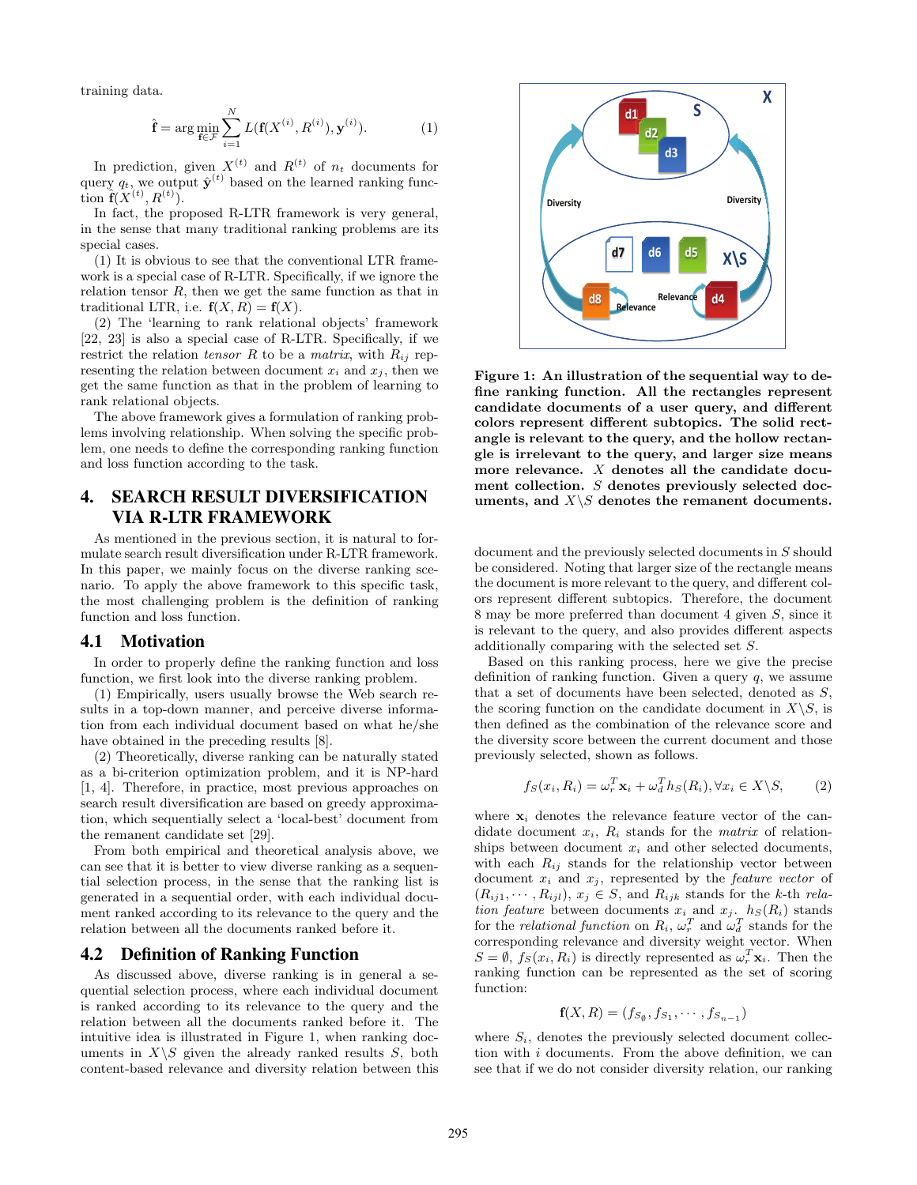training data.

$$\hat{\mathbf{f}} = \arg\min_{\mathbf{f}\in\mathcal{F}} \sum_{i=1}^{N} L(\mathbf{f}(X^{(i)}, R^{(i)}), \mathbf{y}^{(i)}). \quad (1)$$

In prediction, given $X^{(t)}$ and $R^{(t)}$ of $n_t$ documents for query $q_t$, we output $\hat{\mathbf{y}}^{(t)}$ based on the learned ranking function $\hat{\mathbf{f}}(X^{(t)}, R^{(t)})$.

In fact, the proposed R-LTR framework is very general, in the sense that many traditional ranking problems are its special cases.

(1) It is obvious to see that the conventional LTR framework is a special case of R-LTR. Specifically, if we ignore the relation tensor $R$, then we get the same function as that in traditional LTR, i.e. $\mathbf{f}(X, R) = \mathbf{f}(X)$.

(2) The 'learning to rank relational objects' framework [22, 23] is also a special case of R-LTR. Specifically, if we restrict the relation *tensor* $R$ to be a *matrix*, with $R_{ij}$ representing the relation between document $x_i$ and $x_j$, then we get the same function as that in the problem of learning to rank relational objects.

The above framework gives a formulation of ranking problems involving relationship. When solving the specific problem, one needs to define the corresponding ranking function and loss function according to the task.

## 4. SEARCH RESULT DIVERSIFICATION VIA R-LTR FRAMEWORK

As mentioned in the previous section, it is natural to formulate search result diversification under R-LTR framework. In this paper, we mainly focus on the diverse ranking scenario. To apply the above framework to this specific task, the most challenging problem is the definition of ranking function and loss function.

### 4.1 Motivation

In order to properly define the ranking function and loss function, we first look into the diverse ranking problem.

(1) Empirically, users usually browse the Web search results in a top-down manner, and perceive diverse information from each individual document based on what he/she have obtained in the preceding results [8].

(2) Theoretically, diverse ranking can be naturally stated as a bi-criterion optimization problem, and it is NP-hard [1, 4]. Therefore, in practice, most previous approaches on search result diversification are based on greedy approximation, which sequentially select a 'local-best' document from the remanent candidate set [29].

From both empirical and theoretical analysis above, we can see that it is better to view diverse ranking as a sequential selection process, in the sense that the ranking list is generated in a sequential order, with each individual document ranked according to its relevance to the query and the relation between all the documents ranked before it.

### 4.2 Definition of Ranking Function

As discussed above, diverse ranking is in general a sequential selection process, where each individual document is ranked according to its relevance to the query and the relation between all the documents ranked before it. The intuitive idea is illustrated in Figure 1, when ranking documents in $X\backslash S$ given the already ranked results $S$, both content-based relevance and diversity relation between this document and the previously selected documents in $S$ should be considered. Noting that larger size of the rectangle means the document is more relevant to the query, and different colors represent different subtopics. Therefore, the document 8 may be more preferred than document 4 given $S$, since it is relevant to the query, and also provides different aspects additionally comparing with the selected set $S$.

**Figure 1: An illustration of the sequential way to define ranking function. All the rectangles represent candidate documents of a user query, and different colors represent different subtopics. The solid rectangle is relevant to the query, and the hollow rectangle is irrelevant to the query, and larger size means more relevance. $X$ denotes all the candidate document collection. $S$ denotes previously selected documents, and $X\backslash S$ denotes the remanent documents.**

Based on this ranking process, here we give the precise definition of ranking function. Given a query $q$, we assume that a set of documents have been selected, denoted as $S$, the scoring function on the candidate document in $X\backslash S$, is then defined as the combination of the relevance score and the diversity score between the current document and those previously selected, shown as follows.

$$f_S(x_i, R_i) = \omega_r^T \mathbf{x}_i + \omega_d^T h_S(R_i), \forall x_i \in X\backslash S, \quad (2)$$

where $\mathbf{x}_i$ denotes the relevance feature vector of the candidate document $x_i$, $R_i$ stands for the *matrix* of relationships between document $x_i$ and other selected documents, with each $R_{ij}$ stands for the relationship vector between document $x_i$ and $x_j$, represented by the *feature vector* of $(R_{ij1}, \cdots, R_{ijl})$, $x_j \in S$, and $R_{ijk}$ stands for the $k$-th *relation feature* between documents $x_i$ and $x_j$. $h_S(R_i)$ stands for the *relational function* on $R_i$, $\omega_r^T$ and $\omega_d^T$ stands for the corresponding relevance and diversity weight vector. When $S = \emptyset$, $f_S(x_i, R_i)$ is directly represented as $\omega_r^T \mathbf{x}_i$. Then the ranking function can be represented as the set of scoring function:

$$\mathbf{f}(X, R) = (f_{S_\emptyset}, f_{S_1}, \cdots, f_{S_{n-1}})$$

where $S_i$, denotes the previously selected document collection with $i$ documents. From the above definition, we can see that if we do not consider diversity relation, our ranking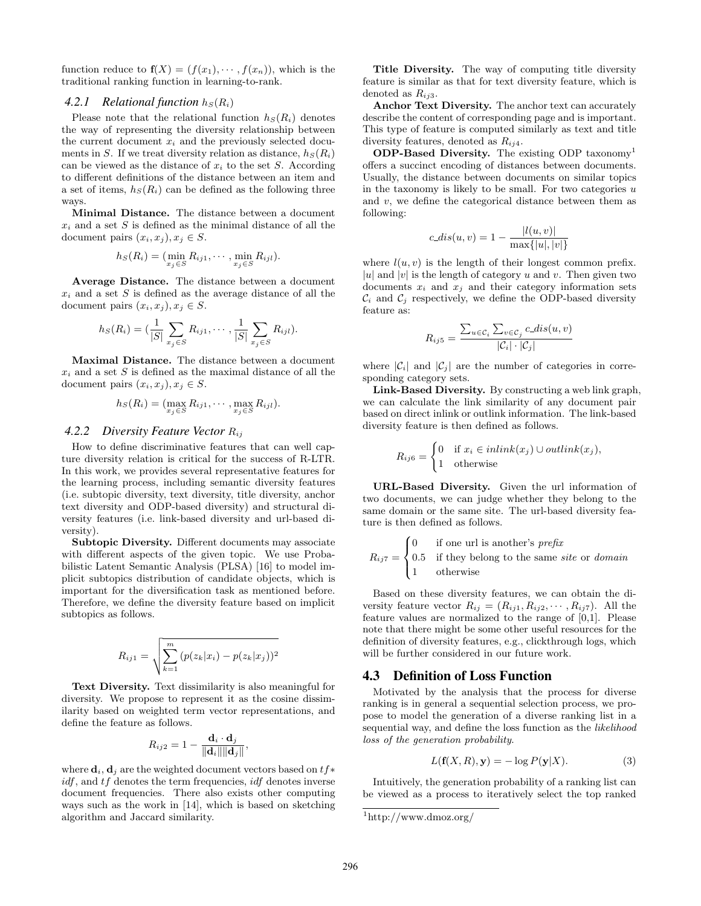function reduce to $\mathbf{f}(X) = (f(x_1), \cdots, f(x_n))$, which is the traditional ranking function in learning-to-rank.

### 4.2.1 Relational function $h_S(R_i)$

Please note that the relational function $h_S(R_i)$ denotes the way of representing the diversity relationship between the current document $x_i$ and the previously selected documents in $S$. If we treat diversity relation as distance, $h_S(R_i)$ can be viewed as the distance of $x_i$ to the set $S$. According to different definitions of the distance between an item and a set of items, $h_S(R_i)$ can be defined as the following three ways.

**Minimal Distance.** The distance between a document $x_i$ and a set $S$ is defined as the minimal distance of all the document pairs $(x_i, x_j), x_j \in S$.

$$h_S(R_i) = (\min_{x_j \in S} R_{ij1}, \cdots, \min_{x_j \in S} R_{ijl}).$$

**Average Distance.** The distance between a document $x_i$ and a set $S$ is defined as the average distance of all the document pairs $(x_i, x_j), x_j \in S$.

$$h_S(R_i) = (\frac{1}{|S|} \sum_{x_j \in S} R_{ij1}, \cdots, \frac{1}{|S|} \sum_{x_j \in S} R_{ijl}).$$

**Maximal Distance.** The distance between a document $x_i$ and a set $S$ is defined as the maximal distance of all the document pairs $(x_i, x_j), x_j \in S$.

$$h_S(R_i) = (\max_{x_j \in S} R_{ij1}, \cdots, \max_{x_j \in S} R_{ijl}).$$

### 4.2.2 Diversity Feature Vector $R_{ij}$

How to define discriminative features that can well capture diversity relation is critical for the success of R-LTR. In this work, we provides several representative features for the learning process, including semantic diversity features (i.e. subtopic diversity, text diversity, title diversity, anchor text diversity and ODP-based diversity) and structural diversity features (i.e. link-based diversity and url-based diversity).

**Subtopic Diversity.** Different documents may associate with different aspects of the given topic. We use Probabilistic Latent Semantic Analysis (PLSA) [16] to model implicit subtopics distribution of candidate objects, which is important for the diversification task as mentioned before. Therefore, we define the diversity feature based on implicit subtopics as follows.

$$R_{ij1} = \sqrt{\sum_{k=1}^{m} (p(z_k|x_i) - p(z_k|x_j))^2}$$

**Text Diversity.** Text dissimilarity is also meaningful for diversity. We propose to represent it as the cosine dissimilarity based on weighted term vector representations, and define the feature as follows.

$$R_{ij2} = 1 - \frac{\mathbf{d}_i \cdot \mathbf{d}_j}{\|\mathbf{d}_i\| \|\mathbf{d}_j\|},$$

where $\mathbf{d}_i, \mathbf{d}_j$ are the weighted document vectors based on $tf * idf$, and $tf$ denotes the term frequencies, $idf$ denotes inverse document frequencies. There also exists other computing ways such as the work in [14], which is based on sketching algorithm and Jaccard similarity.

**Title Diversity.** The way of computing title diversity feature is similar as that for text diversity feature, which is denoted as $R_{ij3}$.

**Anchor Text Diversity.** The anchor text can accurately describe the content of corresponding page and is important. This type of feature is computed similarly as text and title diversity features, denoted as $R_{ij4}$.

**ODP-Based Diversity.** The existing ODP taxonomy[1] offers a succinct encoding of distances between documents. Usually, the distance between documents on similar topics in the taxonomy is likely to be small. For two categories $u$ and $v$, we define the categorical distance between them as following:

$$c\_dis(u, v) = 1 - \frac{|l(u, v)|}{\max\{|u|, |v|\}}$$

where $l(u, v)$ is the length of their longest common prefix. $|u|$ and $|v|$ is the length of category $u$ and $v$. Then given two documents $x_i$ and $x_j$ and their category information sets $\mathcal{C}_i$ and $\mathcal{C}_j$ respectively, we define the ODP-based diversity feature as:

$$R_{ij5} = \frac{\sum_{u \in \mathcal{C}_i} \sum_{v \in \mathcal{C}_j} c\_dis(u, v)}{|\mathcal{C}_i| \cdot |\mathcal{C}_j|}$$

where $|\mathcal{C}_i|$ and $|\mathcal{C}_j|$ are the number of categories in corresponding category sets.

**Link-Based Diversity.** By constructing a web link graph, we can calculate the link similarity of any document pair based on direct inlink or outlink information. The link-based diversity feature is then defined as follows.

$$R_{ij6} = \begin{cases} 0 & \text{if } x_i \in inlink(x_j) \cup outlink(x_j), \\ 1 & \text{otherwise} \end{cases}$$

**URL-Based Diversity.** Given the url information of two documents, we can judge whether they belong to the same domain or the same site. The url-based diversity feature is then defined as follows.

$$R_{ij7} = \begin{cases} 0 & \text{if one url is another's } \textit{prefix} \\ 0.5 & \text{if they belong to the same } \textit{site} \text{ or } \textit{domain} \\ 1 & \text{otherwise} \end{cases}$$

Based on these diversity features, we can obtain the diversity feature vector $R_{ij} = (R_{ij1}, R_{ij2}, \cdots, R_{ij7})$. All the feature values are normalized to the range of [0,1]. Please note that there might be some other useful resources for the definition of diversity features, e.g., clickthrough logs, which will be further considered in our future work.

## 4.3 Definition of Loss Function

Motivated by the analysis that the process for diverse ranking is in general a sequential selection process, we propose to model the generation of a diverse ranking list in a sequential way, and define the loss function as the *likelihood loss of the generation probability*.

$$L(\mathbf{f}(X, R), \mathbf{y}) = -\log P(\mathbf{y}|X). \quad (3)$$

Intuitively, the generation probability of a ranking list can be viewed as a process to iteratively select the top ranked

[1] http://www.dmoz.org/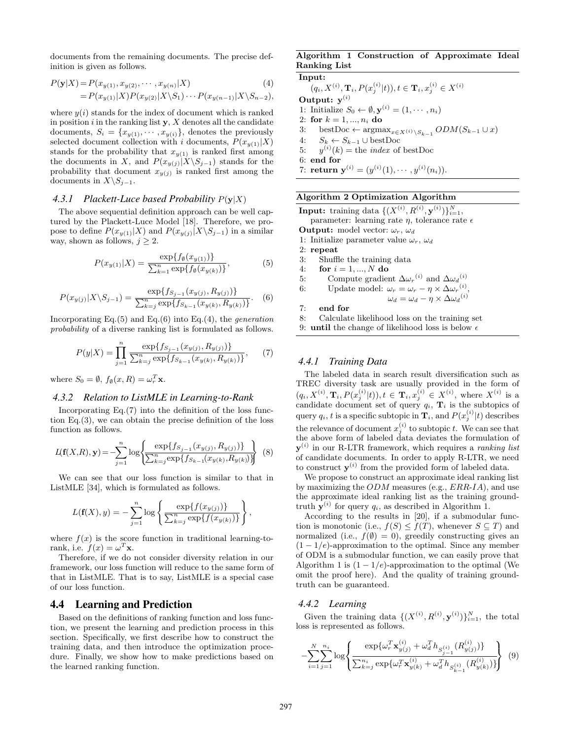documents from the remaining documents. The precise definition is given as follows.

$$
\begin{aligned}
P(\mathbf{y}|X) &= P(x_{y(1)}, x_{y(2)}, \cdots, x_{y(n)}|X) \\
&= P(x_{y(1)}|X)P(x_{y(2)}|X\backslash S_1)\cdots P(x_{y(n-1)}|X\backslash S_{n-2}),
\end{aligned} \tag{4}
$$

where $y(i)$ stands for the index of document which is ranked in position $i$ in the ranking list $\mathbf{y}$, $X$ denotes all the candidate documents, $S_i = \{x_{y(1)}, \cdots, x_{y(i)}\}$, denotes the previously selected document collection with $i$ documents, $P(x_{y(1)}|X)$ stands for the probability that $x_{y(1)}$ is ranked first among the documents in $X$, and $P(x_{y(j)}|X\backslash S_{j-1})$ stands for the probability that document $x_{y(j)}$ is ranked first among the documents in $X\backslash S_{j-1}$.

### 4.3.1 Plackett-Luce based Probability $P(\mathbf{y}|X)$

The above sequential definition approach can be well captured by the Plackett-Luce Model [18]. Therefore, we propose to define $P(x_{y(1)}|X)$ and $P(x_{y(j)}|X\backslash S_{j-1})$ in a similar way, shown as follows, $j \geq 2$.

$$
P(x_{y(1)}|X) = \frac{\exp\{f_{\emptyset}(x_{y(1)})\}}{\sum_{k=1}^{n}\exp\{f_{\emptyset}(x_{y(k)})\}}, \tag{5}
$$

$$
P(x_{y(j)}|X\backslash S_{j-1}) = \frac{\exp\{f_{S_{j-1}}(x_{y(j)}, R_{y(j)})\}}{\sum_{k=j}^{n}\exp\{f_{S_{k-1}}(x_{y(k)}, R_{y(k)})\}}. \tag{6}
$$

Incorporating Eq.(5) and Eq.(6) into Eq.(4), the *generation probability* of a diverse ranking list is formulated as follows.

$$
P(y|X) = \prod_{j=1}^{n}\frac{\exp\{f_{S_{j-1}}(x_{y(j)}, R_{y(j)})\}}{\sum_{k=j}^{n}\exp\{f_{S_{k-1}}(x_{y(k)}, R_{y(k)})\}}, \tag{7}
$$

where $S_0 = \emptyset$, $f_{\emptyset}(x, R) = \omega_r^T\mathbf{x}$.

### 4.3.2 Relation to ListMLE in Learning-to-Rank

Incorporating Eq.(7) into the definition of the loss function Eq.(3), we can obtain the precise definition of the loss function as follows.

$$
L(\mathbf{f}(X,R), \mathbf{y}) = -\sum_{j=1}^{n}\log\left\{\frac{\exp\{f_{S_{j-1}}(x_{y(j)}, R_{y(j)})\}}{\sum_{k=j}^{n}\exp\{f_{S_{k-1}}(x_{y(k)}, R_{y(k)})\}}\right\} \tag{8}
$$

We can see that our loss function is similar to that in ListMLE [34], which is formulated as follows.

$$
L(\mathbf{f}(X), y) = -\sum_{j=1}^{n}\log\left\{\frac{\exp\{f(x_{y(j)})\}}{\sum_{k=j}^{n}\exp\{f(x_{y(k)})\}}\right\},
$$

where $f(x)$ is the score function in traditional learning-to-rank, i.e. $f(x) = \omega^T\mathbf{x}$.

Therefore, if we do not consider diversity relation in our framework, our loss function will reduce to the same form of that in ListMLE. That is to say, ListMLE is a special case of our loss function.

## 4.4 Learning and Prediction

Based on the definitions of ranking function and loss function, we present the learning and prediction process in this section. Specifically, we first describe how to construct the training data, and then introduce the optimization procedure. Finally, we show how to make predictions based on the learned ranking function.

**Algorithm 1 Construction of Approximate Ideal Ranking List**

**Input:**
$(q_i, X^{(i)}, \mathbf{T}_i, P(x_j^{(i)}|t)), t \in \mathbf{T}_i, x_j^{(i)} \in X^{(i)}$
**Output:** $\mathbf{y}^{(i)}$

1: Initialize $S_0 \leftarrow \emptyset, \mathbf{y}^{(i)} = (1, \cdots, n_i)$
2: **for** $k = 1, ..., n_i$ **do**
3: bestDoc $\leftarrow \text{argmax}_{x \in X^{(i)}\backslash S_{k-1}} ODM(S_{k-1} \cup x)$
4: $S_k \leftarrow S_{k-1} \cup$ bestDoc
5: $y^{(i)}(k) =$ the *index* of bestDoc
6: **end for**
7: **return** $\mathbf{y}^{(i)} = (y^{(i)}(1), \cdots, y^{(i)}(n_i))$.

**Algorithm 2 Optimization Algorithm**

**Input:** training data $\{(X^{(i)}, R^{(i)}, \mathbf{y}^{(i)})\}_{i=1}^{N}$,
parameter: learning rate $\eta$, tolerance rate $\epsilon$
**Output:** model vector: $\omega_r$, $\omega_d$

1: Initialize parameter value $\omega_r$, $\omega_d$
2: **repeat**
3: Shuffle the training data
4: **for** $i = 1, ..., N$ **do**
5: Compute gradient $\Delta\omega_r{}^{(i)}$ and $\Delta\omega_d{}^{(i)}$
6: Update model: $\omega_r = \omega_r - \eta \times \Delta\omega_r{}^{(i)}$, $\omega_d = \omega_d - \eta \times \Delta\omega_d{}^{(i)}$
7: **end for**
8: Calculate likelihood loss on the training set
9: **until** the change of likelihood loss is below $\epsilon$

### 4.4.1 Training Data

The labeled data in search result diversification such as TREC diversity task are usually provided in the form of $(q_i, X^{(i)}, \mathbf{T}_i, P(x_j^{(i)}|t)), t \in \mathbf{T}_i, x_j^{(i)} \in X^{(i)}$, where $X^{(i)}$ is a candidate document set of query $q_i$, $\mathbf{T}_i$ is the subtopics of query $q_i$, $t$ is a specific subtopic in $\mathbf{T}_i$, and $P(x_j^{(i)}|t)$ describes the relevance of document $x_j^{(i)}$ to subtopic $t$. We can see that the above form of labeled data deviates the formulation of $\mathbf{y}^{(i)}$ in our R-LTR framework, which requires a *ranking list* of candidate documents. In order to apply R-LTR, we need to construct $\mathbf{y}^{(i)}$ from the provided form of labeled data.

We propose to construct an approximate ideal ranking list by maximizing the $ODM$ measures (e.g., $ERR\text{-}IA$), and use the approximate ideal ranking list as the training ground-truth $\mathbf{y}^{(i)}$ for query $q_i$, as described in Algorithm 1.

According to the results in [20], if a submodular function is monotonic (i.e., $f(S) \leq f(T)$, whenever $S \subseteq T$) and normalized (i.e., $f(\emptyset) = 0$), greedily constructing gives an $(1 - 1/e)$-approximation to the optimal. Since any member of ODM is a submodular function, we can easily prove that Algorithm 1 is $(1 - 1/e)$-approximation to the optimal (We omit the proof here). And the quality of training ground-truth can be guaranteed.

### 4.4.2 Learning

Given the training data $\{(X^{(i)}, R^{(i)}, \mathbf{y}^{(i)})\}_{i=1}^{N}$, the total loss is represented as follows.

$$
-\sum_{i=1}^{N}\sum_{j=1}^{n_i}\log\left\{\frac{\exp\{\omega_r^T\mathbf{x}_{y(j)}^{(i)} + \omega_d^T h_{S_{j-1}^{(i)}}(R_{y(j)}^{(i)})\}}{\sum_{k=j}^{n_i}\exp\{\omega_r^T\mathbf{x}_{y(k)}^{(i)} + \omega_d^T h_{S_{k-1}^{(i)}}(R_{y(k)}^{(i)})\}}\right\} \tag{9}
$$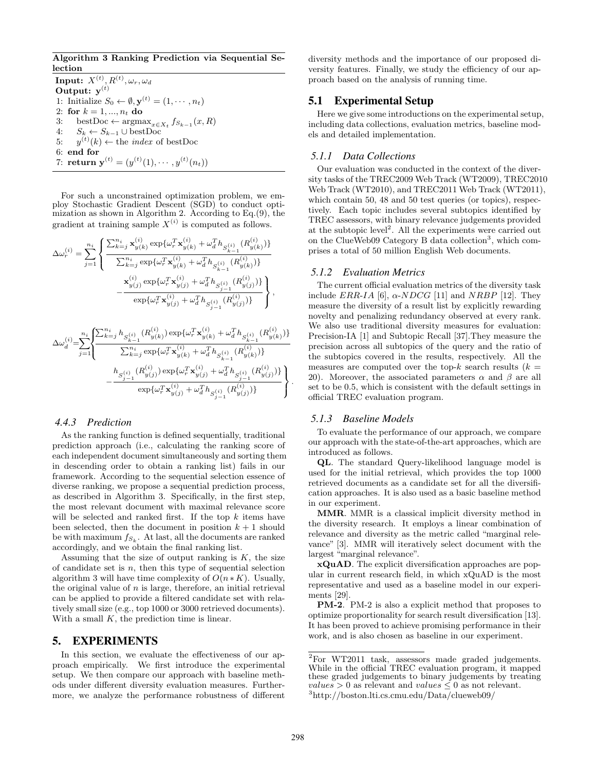**Algorithm 3 Ranking Prediction via Sequential Selection**

**Input:** $X^{(t)}, R^{(t)}, \omega_r, \omega_d$
**Output:** $\mathbf{y}^{(t)}$
1: Initialize $S_0 \leftarrow \emptyset, \mathbf{y}^{(t)} = (1, \cdots, n_t)$
2: **for** $k = 1, ..., n_t$ **do**
3: bestDoc $\leftarrow \text{argmax}_{x \in X_t} f_{S_{k-1}}(x, R)$
4: $S_k \leftarrow S_{k-1} \cup$ bestDoc
5: $y^{(t)}(k) \leftarrow$ the *index* of bestDoc
6: **end for**
7: **return** $\mathbf{y}^{(t)} = (y^{(t)}(1), \cdots, y^{(t)}(n_t))$

For such a unconstrained optimization problem, we employ Stochastic Gradient Descent (SGD) to conduct optimization as shown in Algorithm 2. According to Eq.(9), the gradient at training sample $X^{(i)}$ is computed as follows.

$$\Delta\omega_r^{(i)} = \sum_{j=1}^{n_i} \left\{ \frac{\sum_{k=j}^{n_i} \mathbf{x}_{y(k)}^{(i)} \exp\{\omega_r^T \mathbf{x}_{y(k)}^{(i)} + \omega_d^T h_{S_{k-1}^{(i)}}(R_{y(k)}^{(i)})\}}{\sum_{k=j}^{n_i} \exp\{\omega_r^T \mathbf{x}_{y(k)}^{(i)} + \omega_d^T h_{S_{k-1}^{(i)}}(R_{y(k)}^{(i)})\}} - \frac{\mathbf{x}_{y(j)}^{(i)} \exp\{\omega_r^T \mathbf{x}_{y(j)}^{(i)} + \omega_d^T h_{S_{j-1}^{(i)}}(R_{y(j)}^{(i)})\}}{\exp\{\omega_r^T \mathbf{x}_{y(j)}^{(i)} + \omega_d^T h_{S_{j-1}^{(i)}}(R_{y(j)}^{(i)})\}} \right\},$$

$$\Delta\omega_d^{(i)} = \sum_{j=1}^{n_i} \left\{ \frac{\sum_{k=j}^{n_i} h_{S_{k-1}^{(i)}}(R_{y(k)}^{(i)}) \exp\{\omega_r^T \mathbf{x}_{y(k)}^{(i)} + \omega_d^T h_{S_{k-1}^{(i)}}(R_{y(k)}^{(i)})\}}{\sum_{k=j}^{n_i} \exp\{\omega_r^T \mathbf{x}_{y(k)}^{(i)} + \omega_d^T h_{S_{k-1}^{(i)}}(R_{y(k)}^{(i)})\}} - \frac{h_{S_{j-1}^{(i)}}(R_{y(j)}^{(i)}) \exp\{\omega_r^T \mathbf{x}_{y(j)}^{(i)} + \omega_d^T h_{S_{j-1}^{(i)}}(R_{y(j)}^{(i)})\}}{\exp\{\omega_r^T \mathbf{x}_{y(j)}^{(i)} + \omega_d^T h_{S_{j-1}^{(i)}}(R_{y(j)}^{(i)})\}} \right\}.$$

### 4.4.3 Prediction

As the ranking function is defined sequentially, traditional prediction approach (i.e., calculating the ranking score of each independent document simultaneously and sorting them in descending order to obtain a ranking list) fails in our framework. According to the sequential selection essence of diverse ranking, we propose a sequential prediction process, as described in Algorithm 3. Specifically, in the first step, the most relevant document with maximal relevance score will be selected and ranked first. If the top $k$ items have been selected, then the document in position $k+1$ should be with maximum $f_{S_k}$. At last, all the documents are ranked accordingly, and we obtain the final ranking list.

Assuming that the size of output ranking is $K$, the size of candidate set is $n$, then this type of sequential selection algorithm 3 will have time complexity of $O(n * K)$. Usually, the original value of $n$ is large, therefore, an initial retrieval can be applied to provide a filtered candidate set with relatively small size (e.g., top 1000 or 3000 retrieved documents). With a small $K$, the prediction time is linear.

## 5. EXPERIMENTS

In this section, we evaluate the effectiveness of our approach empirically. We first introduce the experimental setup. We then compare our approach with baseline methods under different diversity evaluation measures. Furthermore, we analyze the performance robustness of different diversity methods and the importance of our proposed diversity features. Finally, we study the efficiency of our approach based on the analysis of running time.

### 5.1 Experimental Setup

Here we give some introductions on the experimental setup, including data collections, evaluation metrics, baseline models and detailed implementation.

#### 5.1.1 Data Collections

Our evaluation was conducted in the context of the diversity tasks of the TREC2009 Web Track (WT2009), TREC2010 Web Track (WT2010), and TREC2011 Web Track (WT2011), which contain 50, 48 and 50 test queries (or topics), respectively. Each topic includes several subtopics identified by TREC assessors, with binary relevance judgements provided at the subtopic level[2]. All the experiments were carried out on the ClueWeb09 Category B data collection[3], which comprises a total of 50 million English Web documents.

#### 5.1.2 Evaluation Metrics

The current official evaluation metrics of the diversity task include *ERR-IA* [6], $\alpha$-*NDCG* [11] and *NRBP* [12]. They measure the diversity of a result list by explicitly rewarding novelty and penalizing redundancy observed at every rank. We also use traditional diversity measures for evaluation: Precision-IA [1] and Subtopic Recall [37].They measure the precision across all subtopics of the query and the ratio of the subtopics covered in the results, respectively. All the measures are computed over the top-$k$ search results ($k = 20$). Moreover, the associated parameters $\alpha$ and $\beta$ are all set to 0.5, which is consistent with the default settings in official TREC evaluation program.

#### 5.1.3 Baseline Models

To evaluate the performance of our approach, we compare our approach with the state-of-the-art approaches, which are introduced as follows.

**QL**. The standard Query-likelihood language model is used for the initial retrieval, which provides the top 1000 retrieved documents as a candidate set for all the diversification approaches. It is also used as a basic baseline method in our experiment.

**MMR**. MMR is a classical implicit diversity method in the diversity research. It employs a linear combination of relevance and diversity as the metric called "marginal relevance" [3]. MMR will iteratively select document with the largest "marginal relevance".

**xQuAD**. The explicit diversification approaches are popular in current research field, in which xQuAD is the most representative and used as a baseline model in our experiments [29].

**PM-2**. PM-2 is also a explicit method that proposes to optimize proportionality for search result diversification [13]. It has been proved to achieve promising performance in their work, and is also chosen as baseline in our experiment.

---

[2]For WT2011 task, assessors made graded judgements. While in the official TREC evaluation program, it mapped these graded judgements to binary judgements by treating *values* $> 0$ as relevant and *values* $\leq 0$ as not relevant.

[3]http://boston.lti.cs.cmu.edu/Data/clueweb09/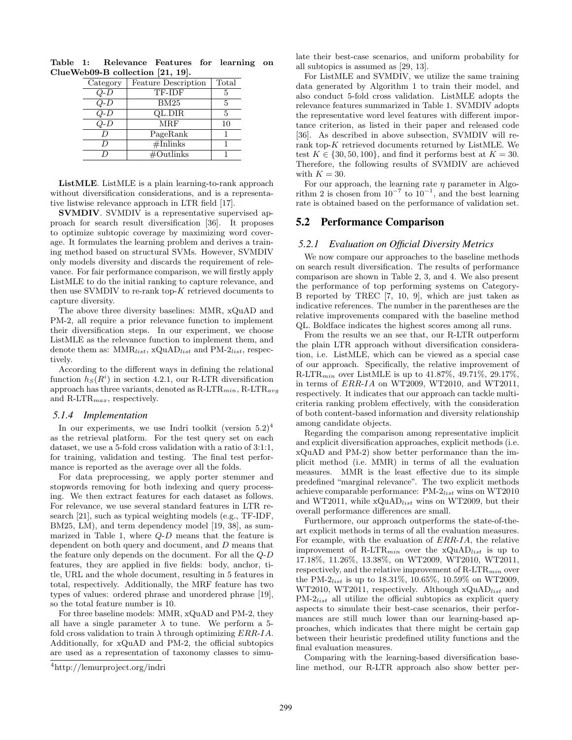Table 1: Relevance Features for learning on ClueWeb09-B collection [21, 19].

| Category | Feature Description | Total |
|---|---|---|
| $Q$-$D$ | TF-IDF | 5 |
| $Q$-$D$ | BM25 | 5 |
| $Q$-$D$ | QL.DIR | 5 |
| $Q$-$D$ | MRF | 10 |
| $D$ | PageRank | 1 |
| $D$ | #Inlinks | 1 |
| $D$ | #Outlinks | 1 |

**ListMLE**. ListMLE is a plain learning-to-rank approach without diversification considerations, and is a representative listwise relevance approach in LTR field [17].

**SVMDIV**. SVMDIV is a representative supervised approach for search result diversification [36]. It proposes to optimize subtopic coverage by maximizing word coverage. It formulates the learning problem and derives a training method based on structural SVMs. However, SVMDIV only models diversity and discards the requirement of relevance. For fair performance comparison, we will firstly apply ListMLE to do the initial ranking to capture relevance, and then use SVMDIV to re-rank top-$K$ retrieved documents to capture diversity.

The above three diversity baselines: MMR, xQuAD and PM-2, all require a prior relevance function to implement their diversification steps. In our experiment, we choose ListMLE as the relevance function to implement them, and denote them as: $\text{MMR}_{list}$, $\text{xQuAD}_{list}$ and $\text{PM-2}_{list}$, respectively.

According to the different ways in defining the relational function $h_S(R^i)$ in section 4.2.1, our R-LTR diversification approach has three variants, denoted as $\text{R-LTR}_{min}$, $\text{R-LTR}_{avg}$ and $\text{R-LTR}_{max}$, respectively.

### 5.1.4 Implementation

In our experiments, we use Indri toolkit (version 5.2)[4] as the retrieval platform. For the test query set on each dataset, we use a 5-fold cross validation with a ratio of 3:1:1, for training, validation and testing. The final test performance is reported as the average over all the folds.

For data preprocessing, we apply porter stemmer and stopwords removing for both indexing and query processing. We then extract features for each dataset as follows. For relevance, we use several standard features in LTR research [21], such as typical weighting models (e.g., TF-IDF, BM25, LM), and term dependency model [19, 38], as summarized in Table 1, where $Q$-$D$ means that the feature is dependent on both query and document, and $D$ means that the feature only depends on the document. For all the $Q$-$D$ features, they are applied in five fields: body, anchor, title, URL and the whole document, resulting in 5 features in total, respectively. Additionally, the MRF feature has two types of values: ordered phrase and unordered phrase [19], so the total feature number is 10.

For three baseline models: MMR, xQuAD and PM-2, they all have a single parameter $\lambda$ to tune. We perform a 5-fold cross validation to train $\lambda$ through optimizing *ERR-IA*. Additionally, for xQuAD and PM-2, the official subtopics are used as a representation of taxonomy classes to simulate their best-case scenarios, and uniform probability for all subtopics is assumed as [29, 13].

For ListMLE and SVMDIV, we utilize the same training data generated by Algorithm 1 to train their model, and also conduct 5-fold cross validation. ListMLE adopts the relevance features summarized in Table 1. SVMDIV adopts the representative word level features with different importance criterion, as listed in their paper and released code [36]. As described in above subsection, SVMDIV will rerank top-$K$ retrieved documents returned by ListMLE. We test $K \in \{30, 50, 100\}$, and find it performs best at $K = 30$. Therefore, the following results of SVMDIV are achieved with $K = 30$.

For our approach, the learning rate $\eta$ parameter in Algorithm 2 is chosen from $10^{-7}$ to $10^{-1}$, and the best learning rate is obtained based on the performance of validation set.

## 5.2 Performance Comparison

### 5.2.1 Evaluation on Official Diversity Metrics

We now compare our approaches to the baseline methods on search result diversification. The results of performance comparison are shown in Table 2, 3, and 4. We also present the performance of top performing systems on Category-B reported by TREC [7, 10, 9], which are just taken as indicative references. The number in the parentheses are the relative improvements compared with the baseline method QL. Boldface indicates the highest scores among all runs.

From the results we an see that, our R-LTR outperform the plain LTR approach without diversification consideration, i.e. ListMLE, which can be viewed as a special case of our approach. Specifically, the relative improvement of $\text{R-LTR}_{min}$ over ListMLE is up to 41.87%, 49.71%, 29.17%, in terms of *ERR-IA* on WT2009, WT2010, and WT2011, respectively. It indicates that our approach can tackle multi-criteria ranking problem effectively, with the consideration of both content-based information and diversity relationship among candidate objects.

Regarding the comparison among representative implicit and explicit diversification approaches, explicit methods (i.e. xQuAD and PM-2) show better performance than the implicit method (i.e. MMR) in terms of all the evaluation measures. MMR is the least effective due to its simple predefined "marginal relevance". The two explicit methods achieve comparable performance: $\text{PM-2}_{list}$ wins on WT2010 and WT2011, while $\text{xQuAD}_{list}$ wins on WT2009, but their overall performance differences are small.

Furthermore, our approach outperforms the state-of-the-art explicit methods in terms of all the evaluation measures. For example, with the evaluation of *ERR-IA*, the relative improvement of $\text{R-LTR}_{min}$ over the $\text{xQuAD}_{list}$ is up to 17.18%, 11.26%, 13.38%, on WT2009, WT2010, WT2011, respectively, and the relative improvement of $\text{R-LTR}_{min}$ over the $\text{PM-2}_{list}$ is up to 18.31%, 10.65%, 10.59% on WT2009, WT2010, WT2011, respectively. Although $\text{xQuAD}_{list}$ and $\text{PM-2}_{list}$ all utilize the official subtopics as explicit query aspects to simulate their best-case scenarios, their performances are still much lower than our learning-based approaches, which indicates that there might be certain gap between their heuristic predefined utility functions and the final evaluation measures.

Comparing with the learning-based diversification baseline method, our R-LTR approach also show better per-

[4] http://lemurproject.org/indri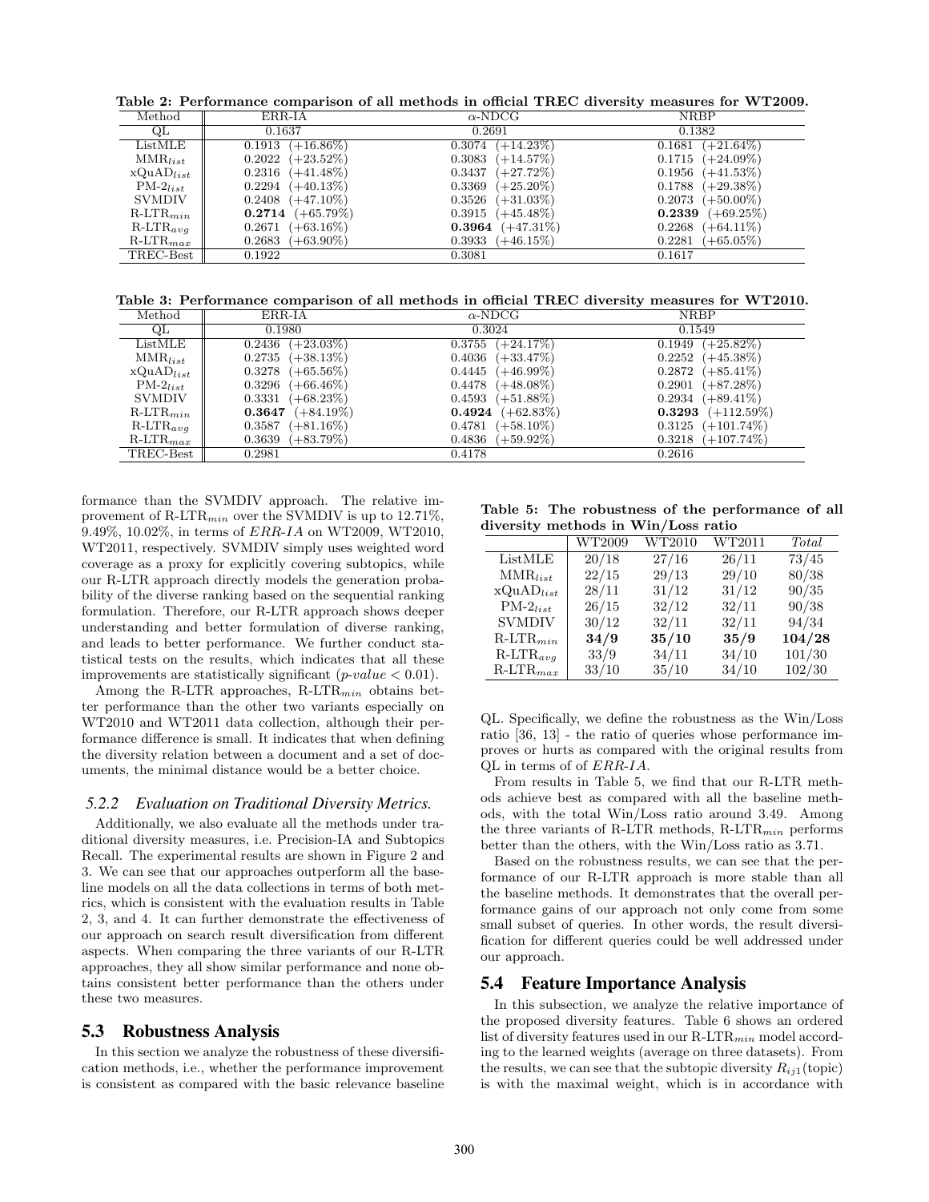Table 2: Performance comparison of all methods in official TREC diversity measures for WT2009.

| Method | ERR-IA | α-NDCG | NRBP |
|---|---|---|---|
| QL | 0.1637 | 0.2691 | 0.1382 |
| ListMLE | 0.1913 (+16.86%) | 0.3074 (+14.23%) | 0.1681 (+21.64%) |
| $\text{MMR}_{list}$ | 0.2022 (+23.52%) | 0.3083 (+14.57%) | 0.1715 (+24.09%) |
| $\text{xQuAD}_{list}$ | 0.2316 (+41.48%) | 0.3437 (+27.72%) | 0.1956 (+41.53%) |
| $\text{PM-2}_{list}$ | 0.2294 (+40.13%) | 0.3369 (+25.20%) | 0.1788 (+29.38%) |
| SVMDIV | 0.2408 (+47.10%) | 0.3526 (+31.03%) | 0.2073 (+50.00%) |
| $\text{R-LTR}_{min}$ | **0.2714** (+65.79%) | 0.3915 (+45.48%) | **0.2339** (+69.25%) |
| $\text{R-LTR}_{avg}$ | 0.2671 (+63.16%) | **0.3964** (+47.31%) | 0.2268 (+64.11%) |
| $\text{R-LTR}_{max}$ | 0.2683 (+63.90%) | 0.3933 (+46.15%) | 0.2281 (+65.05%) |
| TREC-Best | 0.1922 | 0.3081 | 0.1617 |

Table 3: Performance comparison of all methods in official TREC diversity measures for WT2010.

| Method | ERR-IA | α-NDCG | NRBP |
|---|---|---|---|
| QL | 0.1980 | 0.3024 | 0.1549 |
| ListMLE | 0.2436 (+23.03%) | 0.3755 (+24.17%) | 0.1949 (+25.82%) |
| $\text{MMR}_{list}$ | 0.2735 (+38.13%) | 0.4036 (+33.47%) | 0.2252 (+45.38%) |
| $\text{xQuAD}_{list}$ | 0.3278 (+65.56%) | 0.4445 (+46.99%) | 0.2872 (+85.41%) |
| $\text{PM-2}_{list}$ | 0.3296 (+66.46%) | 0.4478 (+48.08%) | 0.2901 (+87.28%) |
| SVMDIV | 0.3331 (+68.23%) | 0.4593 (+51.88%) | 0.2934 (+89.41%) |
| $\text{R-LTR}_{min}$ | **0.3647** (+84.19%) | **0.4924** (+62.83%) | **0.3293** (+112.59%) |
| $\text{R-LTR}_{avg}$ | 0.3587 (+81.16%) | 0.4781 (+58.10%) | 0.3125 (+101.74%) |
| $\text{R-LTR}_{max}$ | 0.3639 (+83.79%) | 0.4836 (+59.92%) | 0.3218 (+107.74%) |
| TREC-Best | 0.2981 | 0.4178 | 0.2616 |

formance than the SVMDIV approach. The relative improvement of $\text{R-LTR}_{min}$ over the SVMDIV is up to 12.71%, 9.49%, 10.02%, in terms of *ERR-IA* on WT2009, WT2010, WT2011, respectively. SVMDIV simply uses weighted word coverage as a proxy for explicitly covering subtopics, while our R-LTR approach directly models the generation probability of the diverse ranking based on the sequential ranking formulation. Therefore, our R-LTR approach shows deeper understanding and better formulation of diverse ranking, and leads to better performance. We further conduct statistical tests on the results, which indicates that all these improvements are statistically significant ($p\text{-}value < 0.01$).

Among the R-LTR approaches, $\text{R-LTR}_{min}$ obtains better performance than the other two variants especially on WT2010 and WT2011 data collection, although their performance difference is small. It indicates that when defining the diversity relation between a document and a set of documents, the minimal distance would be a better choice.

### 5.2.2 Evaluation on Traditional Diversity Metrics.

Additionally, we also evaluate all the methods under traditional diversity measures, i.e. Precision-IA and Subtopics Recall. The experimental results are shown in Figure 2 and 3. We can see that our approaches outperform all the baseline models on all the data collections in terms of both metrics, which is consistent with the evaluation results in Table 2, 3, and 4. It can further demonstrate the effectiveness of our approach on search result diversification from different aspects. When comparing the three variants of our R-LTR approaches, they all show similar performance and none obtains consistent better performance than the others under these two measures.

## 5.3 Robustness Analysis

In this section we analyze the robustness of these diversification methods, i.e., whether the performance improvement is consistent as compared with the basic relevance baseline QL. Specifically, we define the robustness as the Win/Loss ratio [36, 13] - the ratio of queries whose performance improves or hurts as compared with the original results from QL in terms of of *ERR-IA*.

Table 5: The robustness of the performance of all diversity methods in Win/Loss ratio

| | WT2009 | WT2010 | WT2011 | *Total* |
|---|---|---|---|---|
| ListMLE | 20/18 | 27/16 | 26/11 | 73/45 |
| $\text{MMR}_{list}$ | 22/15 | 29/13 | 29/10 | 80/38 |
| $\text{xQuAD}_{list}$ | 28/11 | 31/12 | 31/12 | 90/35 |
| $\text{PM-2}_{list}$ | 26/15 | 32/12 | 32/11 | 90/38 |
| SVMDIV | 30/12 | 32/11 | 32/11 | 94/34 |
| $\text{R-LTR}_{min}$ | **34/9** | **35/10** | **35/9** | **104/28** |
| $\text{R-LTR}_{avg}$ | 33/9 | 34/11 | 34/10 | 101/30 |
| $\text{R-LTR}_{max}$ | 33/10 | 35/10 | 34/10 | 102/30 |

From results in Table 5, we find that our R-LTR methods achieve best as compared with all the baseline methods, with the total Win/Loss ratio around 3.49. Among the three variants of R-LTR methods, $\text{R-LTR}_{min}$ performs better than the others, with the Win/Loss ratio as 3.71.

Based on the robustness results, we can see that the performance of our R-LTR approach is more stable than all the baseline methods. It demonstrates that the overall performance gains of our approach not only come from some small subset of queries. In other words, the result diversification for different queries could be well addressed under our approach.

## 5.4 Feature Importance Analysis

In this subsection, we analyze the relative importance of the proposed diversity features. Table 6 shows an ordered list of diversity features used in our $\text{R-LTR}_{min}$ model according to the learned weights (average on three datasets). From the results, we can see that the subtopic diversity $R_{ij1}$(topic) is with the maximal weight, which is in accordance with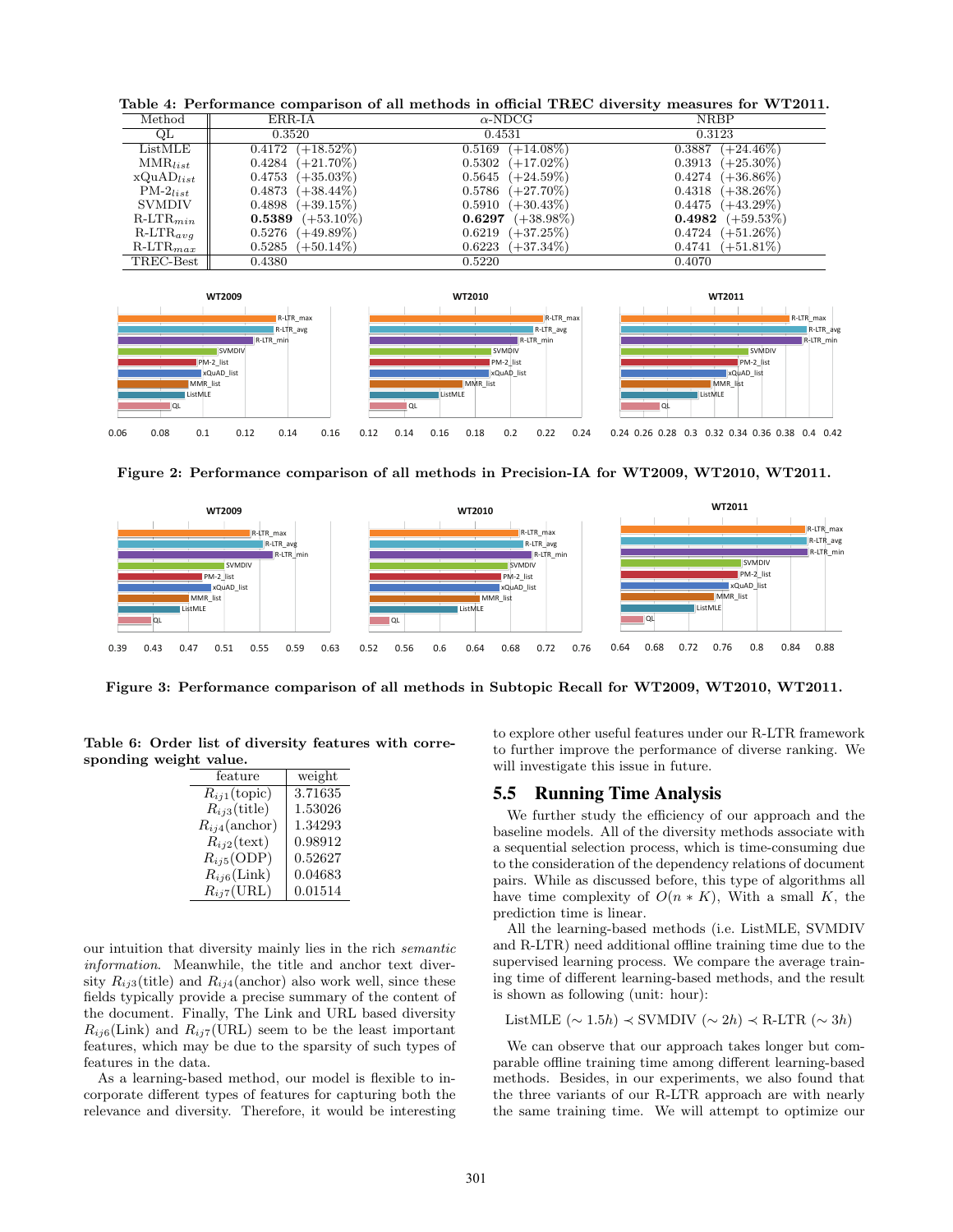Table 4: Performance comparison of all methods in official TREC diversity measures for WT2011.

| Method | ERR-IA | $\alpha$-NDCG | NRBP |
|---|---|---|---|
| QL | 0.3520 | 0.4531 | 0.3123 |
| ListMLE | 0.4172 (+18.52%) | 0.5169 (+14.08%) | 0.3887 (+24.46%) |
| MMR$_{list}$ | 0.4284 (+21.70%) | 0.5302 (+17.02%) | 0.3913 (+25.30%) |
| xQuAD$_{list}$ | 0.4753 (+35.03%) | 0.5645 (+24.59%) | 0.4274 (+36.86%) |
| PM-2$_{list}$ | 0.4873 (+38.44%) | 0.5786 (+27.70%) | 0.4318 (+38.26%) |
| SVMDIV | 0.4898 (+39.15%) | 0.5910 (+30.43%) | 0.4475 (+43.29%) |
| R-LTR$_{min}$ | **0.5389** (+53.10%) | **0.6297** (+38.98%) | **0.4982** (+59.53%) |
| R-LTR$_{avg}$ | 0.5276 (+49.89%) | 0.6219 (+37.25%) | 0.4724 (+51.26%) |
| R-LTR$_{max}$ | 0.5285 (+50.14%) | 0.6223 (+37.34%) | 0.4741 (+51.81%) |
| TREC-Best | 0.4380 | 0.5220 | 0.4070 |

Figure 2: Performance comparison of all methods in Precision-IA for WT2009, WT2010, WT2011.

Figure 3: Performance comparison of all methods in Subtopic Recall for WT2009, WT2010, WT2011.

Table 6: Order list of diversity features with corresponding weight value.

| feature | weight |
|---|---|
| $R_{ij1}$(topic) | 3.71635 |
| $R_{ij3}$(title) | 1.53026 |
| $R_{ij4}$(anchor) | 1.34293 |
| $R_{ij2}$(text) | 0.98912 |
| $R_{ij5}$(ODP) | 0.52627 |
| $R_{ij6}$(Link) | 0.04683 |
| $R_{ij7}$(URL) | 0.01514 |

our intuition that diversity mainly lies in the rich *semantic information*. Meanwhile, the title and anchor text diversity $R_{ij3}$(title) and $R_{ij4}$(anchor) also work well, since these fields typically provide a precise summary of the content of the document. Finally, The Link and URL based diversity $R_{ij6}$(Link) and $R_{ij7}$(URL) seem to be the least important features, which may be due to the sparsity of such types of features in the data.

As a learning-based method, our model is flexible to incorporate different types of features for capturing both the relevance and diversity. Therefore, it would be interesting to explore other useful features under our R-LTR framework to further improve the performance of diverse ranking. We will investigate this issue in future.

## 5.5 Running Time Analysis

We further study the efficiency of our approach and the baseline models. All of the diversity methods associate with a sequential selection process, which is time-consuming due to the consideration of the dependency relations of document pairs. While as discussed before, this type of algorithms all have time complexity of $O(n * K)$, With a small $K$, the prediction time is linear.

All the learning-based methods (i.e. ListMLE, SVMDIV and R-LTR) need additional offline training time due to the supervised learning process. We compare the average training time of different learning-based methods, and the result is shown as following (unit: hour):

$$\text{ListMLE } (\sim 1.5h) \prec \text{SVMDIV } (\sim 2h) \prec \text{R-LTR } (\sim 3h)$$

We can observe that our approach takes longer but comparable offline training time among different learning-based methods. Besides, in our experiments, we also found that the three variants of our R-LTR approach are with nearly the same training time. We will attempt to optimize our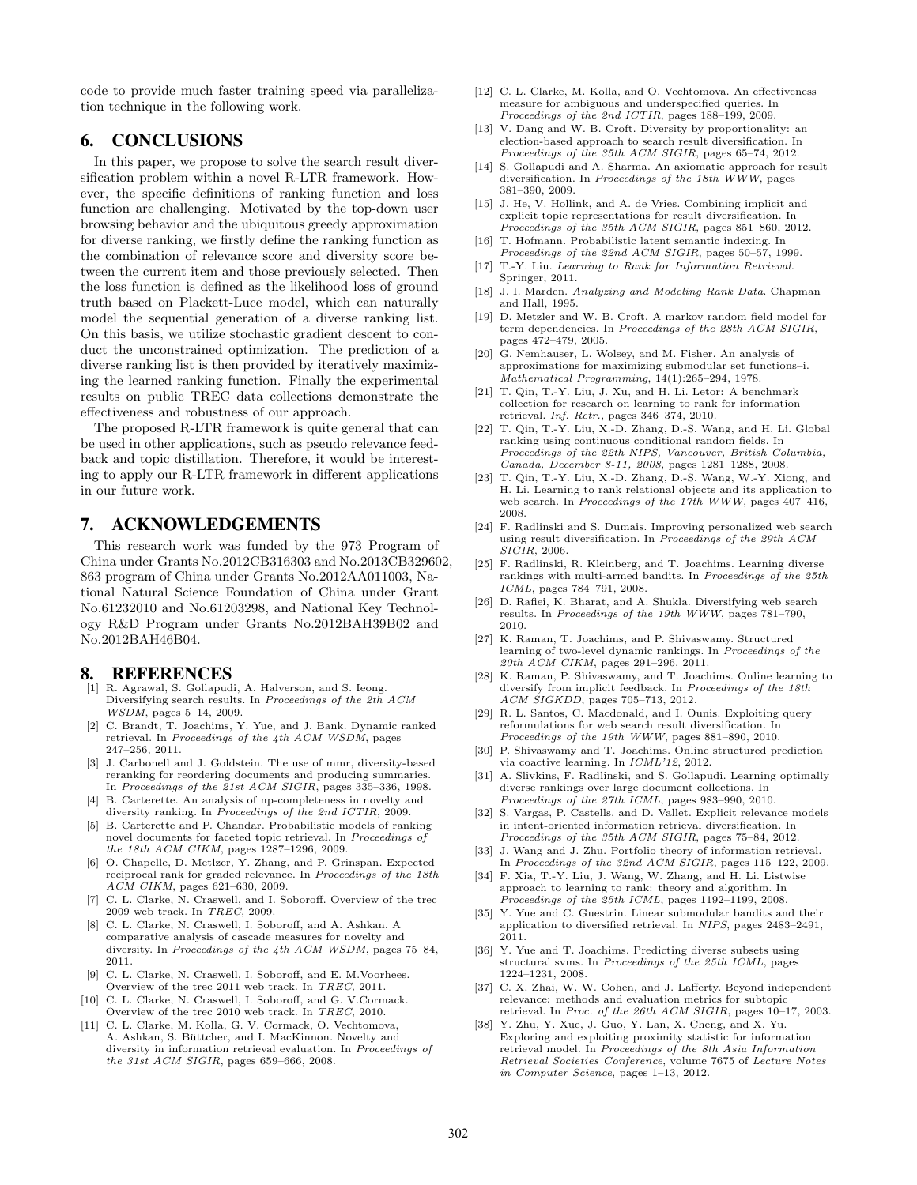code to provide much faster training speed via parallelization technique in the following work.

## 6. CONCLUSIONS

In this paper, we propose to solve the search result diversification problem within a novel R-LTR framework. However, the specific definitions of ranking function and loss function are challenging. Motivated by the top-down user browsing behavior and the ubiquitous greedy approximation for diverse ranking, we firstly define the ranking function as the combination of relevance score and diversity score between the current item and those previously selected. Then the loss function is defined as the likelihood loss of ground truth based on Plackett-Luce model, which can naturally model the sequential generation of a diverse ranking list. On this basis, we utilize stochastic gradient descent to conduct the unconstrained optimization. The prediction of a diverse ranking list is then provided by iteratively maximizing the learned ranking function. Finally the experimental results on public TREC data collections demonstrate the effectiveness and robustness of our approach.

The proposed R-LTR framework is quite general that can be used in other applications, such as pseudo relevance feedback and topic distillation. Therefore, it would be interesting to apply our R-LTR framework in different applications in our future work.

## 7. ACKNOWLEDGEMENTS

This research work was funded by the 973 Program of China under Grants No.2012CB316303 and No.2013CB329602, 863 program of China under Grants No.2012AA011003, National Natural Science Foundation of China under Grant No.61232010 and No.61203298, and National Key Technology R&D Program under Grants No.2012BAH39B02 and No.2012BAH46B04.

## 8. REFERENCES

[1] R. Agrawal, S. Gollapudi, A. Halverson, and S. Ieong. Diversifying search results. In *Proceedings of the 2th ACM WSDM*, pages 5–14, 2009.

[2] C. Brandt, T. Joachims, Y. Yue, and J. Bank. Dynamic ranked retrieval. In *Proceedings of the 4th ACM WSDM*, pages 247–256, 2011.

[3] J. Carbonell and J. Goldstein. The use of mmr, diversity-based reranking for reordering documents and producing summaries. In *Proceedings of the 21st ACM SIGIR*, pages 335–336, 1998.

[4] B. Carterette. An analysis of np-completeness in novelty and diversity ranking. In *Proceedings of the 2nd ICTIR*, 2009.

[5] B. Carterette and P. Chandar. Probabilistic models of ranking novel documents for faceted topic retrieval. In *Proceedings of the 18th ACM CIKM*, pages 1287–1296, 2009.

[6] O. Chapelle, D. Metlzer, Y. Zhang, and P. Grinspan. Expected reciprocal rank for graded relevance. In *Proceedings of the 18th ACM CIKM*, pages 621–630, 2009.

[7] C. L. Clarke, N. Craswell, and I. Soboroff. Overview of the trec 2009 web track. In *TREC*, 2009.

[8] C. L. Clarke, N. Craswell, I. Soboroff, and A. Ashkan. A comparative analysis of cascade measures for novelty and diversity. In *Proceedings of the 4th ACM WSDM*, pages 75–84, 2011.

[9] C. L. Clarke, N. Craswell, I. Soboroff, and E. M.Voorhees. Overview of the trec 2011 web track. In *TREC*, 2011.

[10] C. L. Clarke, N. Craswell, I. Soboroff, and G. V.Cormack. Overview of the trec 2010 web track. In *TREC*, 2010.

[11] C. L. Clarke, M. Kolla, G. V. Cormack, O. Vechtomova, A. Ashkan, S. Büttcher, and I. MacKinnon. Novelty and diversity in information retrieval evaluation. In *Proceedings of the 31st ACM SIGIR*, pages 659–666, 2008.

[12] C. L. Clarke, M. Kolla, and O. Vechtomova. An effectiveness measure for ambiguous and underspecified queries. In *Proceedings of the 2nd ICTIR*, pages 188–199, 2009.

[13] V. Dang and W. B. Croft. Diversity by proportionality: an election-based approach to search result diversification. In *Proceedings of the 35th ACM SIGIR*, pages 65–74, 2012.

[14] S. Gollapudi and A. Sharma. An axiomatic approach for result diversification. In *Proceedings of the 18th WWW*, pages 381–390, 2009.

[15] J. He, V. Hollink, and A. de Vries. Combining implicit and explicit topic representations for result diversification. In *Proceedings of the 35th ACM SIGIR*, pages 851–860, 2012.

[16] T. Hofmann. Probabilistic latent semantic indexing. In *Proceedings of the 22nd ACM SIGIR*, pages 50–57, 1999.

[17] T.-Y. Liu. *Learning to Rank for Information Retrieval*. Springer, 2011.

[18] J. I. Marden. *Analyzing and Modeling Rank Data*. Chapman and Hall, 1995.

[19] D. Metzler and W. B. Croft. A markov random field model for term dependencies. In *Proceedings of the 28th ACM SIGIR*, pages 472–479, 2005.

[20] G. Nemhauser, L. Wolsey, and M. Fisher. An analysis of approximations for maximizing submodular set functions–i. *Mathematical Programming*, 14(1):265–294, 1978.

[21] T. Qin, T.-Y. Liu, J. Xu, and H. Li. Letor: A benchmark collection for research on learning to rank for information retrieval. *Inf. Retr.*, pages 346–374, 2010.

[22] T. Qin, T.-Y. Liu, X.-D. Zhang, D.-S. Wang, and H. Li. Global ranking using continuous conditional random fields. In *Proceedings of the 22th NIPS, Vancouver, British Columbia, Canada, December 8-11, 2008*, pages 1281–1288, 2008.

[23] T. Qin, T.-Y. Liu, X.-D. Zhang, D.-S. Wang, W.-Y. Xiong, and H. Li. Learning to rank relational objects and its application to web search. In *Proceedings of the 17th WWW*, pages 407–416, 2008.

[24] F. Radlinski and S. Dumais. Improving personalized web search using result diversification. In *Proceedings of the 29th ACM SIGIR*, 2006.

[25] F. Radlinski, R. Kleinberg, and T. Joachims. Learning diverse rankings with multi-armed bandits. In *Proceedings of the 25th ICML*, pages 784–791, 2008.

[26] D. Rafiei, K. Bharat, and A. Shukla. Diversifying web search results. In *Proceedings of the 19th WWW*, pages 781–790, 2010.

[27] K. Raman, T. Joachims, and P. Shivaswamy. Structured learning of two-level dynamic rankings. In *Proceedings of the 20th ACM CIKM*, pages 291–296, 2011.

[28] K. Raman, P. Shivaswamy, and T. Joachims. Online learning to diversify from implicit feedback. In *Proceedings of the 18th ACM SIGKDD*, pages 705–713, 2012.

[29] R. L. Santos, C. Macdonald, and I. Ounis. Exploiting query reformulations for web search result diversification. In *Proceedings of the 19th WWW*, pages 881–890, 2010.

[30] P. Shivaswamy and T. Joachims. Online structured prediction via coactive learning. In *ICML'12*, 2012.

[31] A. Slivkins, F. Radlinski, and S. Gollapudi. Learning optimally diverse rankings over large document collections. In *Proceedings of the 27th ICML*, pages 983–990, 2010.

[32] S. Vargas, P. Castells, and D. Vallet. Explicit relevance models in intent-oriented information retrieval diversification. In *Proceedings of the 35th ACM SIGIR*, pages 75–84, 2012.

[33] J. Wang and J. Zhu. Portfolio theory of information retrieval. In *Proceedings of the 32nd ACM SIGIR*, pages 115–122, 2009.

[34] F. Xia, T.-Y. Liu, J. Wang, W. Zhang, and H. Li. Listwise approach to learning to rank: theory and algorithm. In *Proceedings of the 25th ICML*, pages 1192–1199, 2008.

[35] Y. Yue and C. Guestrin. Linear submodular bandits and their application to diversified retrieval. In *NIPS*, pages 2483–2491, 2011.

[36] Y. Yue and T. Joachims. Predicting diverse subsets using structural svms. In *Proceedings of the 25th ICML*, pages 1224–1231, 2008.

[37] C. X. Zhai, W. W. Cohen, and J. Lafferty. Beyond independent relevance: methods and evaluation metrics for subtopic retrieval. In *Proc. of the 26th ACM SIGIR*, pages 10–17, 2003.

[38] Y. Zhu, Y. Xue, J. Guo, Y. Lan, X. Cheng, and X. Yu. Exploring and exploiting proximity statistic for information retrieval model. In *Proceedings of the 8th Asia Information Retrieval Societies Conference*, volume 7675 of *Lecture Notes in Computer Science*, pages 1–13, 2012.